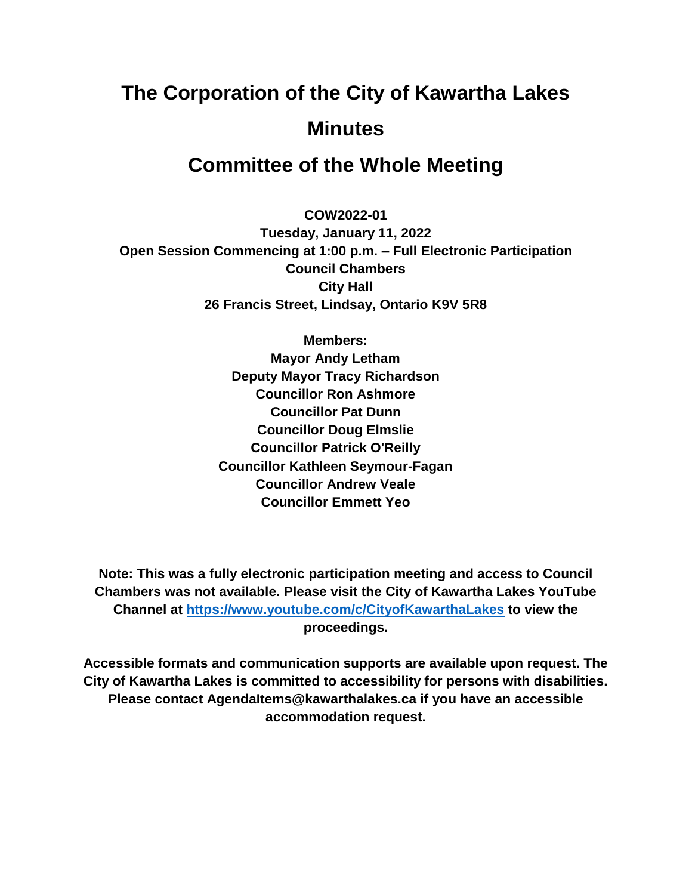# The Corporation of the City of Kawartha Lakes

# Minutes

# Committee of the Whole Meeting

**COW2022-01**
**Tuesday, January 11, 2022**
**Open Session Commencing at 1:00 p.m. – Full Electronic Participation**
**Council Chambers**
**City Hall**
**26 Francis Street, Lindsay, Ontario K9V 5R8**

**Members:**
**Mayor Andy Letham**
**Deputy Mayor Tracy Richardson**
**Councillor Ron Ashmore**
**Councillor Pat Dunn**
**Councillor Doug Elmslie**
**Councillor Patrick O'Reilly**
**Councillor Kathleen Seymour-Fagan**
**Councillor Andrew Veale**
**Councillor Emmett Yeo**

**Note: This was a fully electronic participation meeting and access to Council Chambers was not available. Please visit the City of Kawartha Lakes YouTube Channel at [https://www.youtube.com/c/CityofKawarthaLakes](https://www.youtube.com/c/CityofKawarthaLakes) to view the proceedings.**

**Accessible formats and communication supports are available upon request. The City of Kawartha Lakes is committed to accessibility for persons with disabilities. Please contact AgendaItems@kawarthalakes.ca if you have an accessible accommodation request.**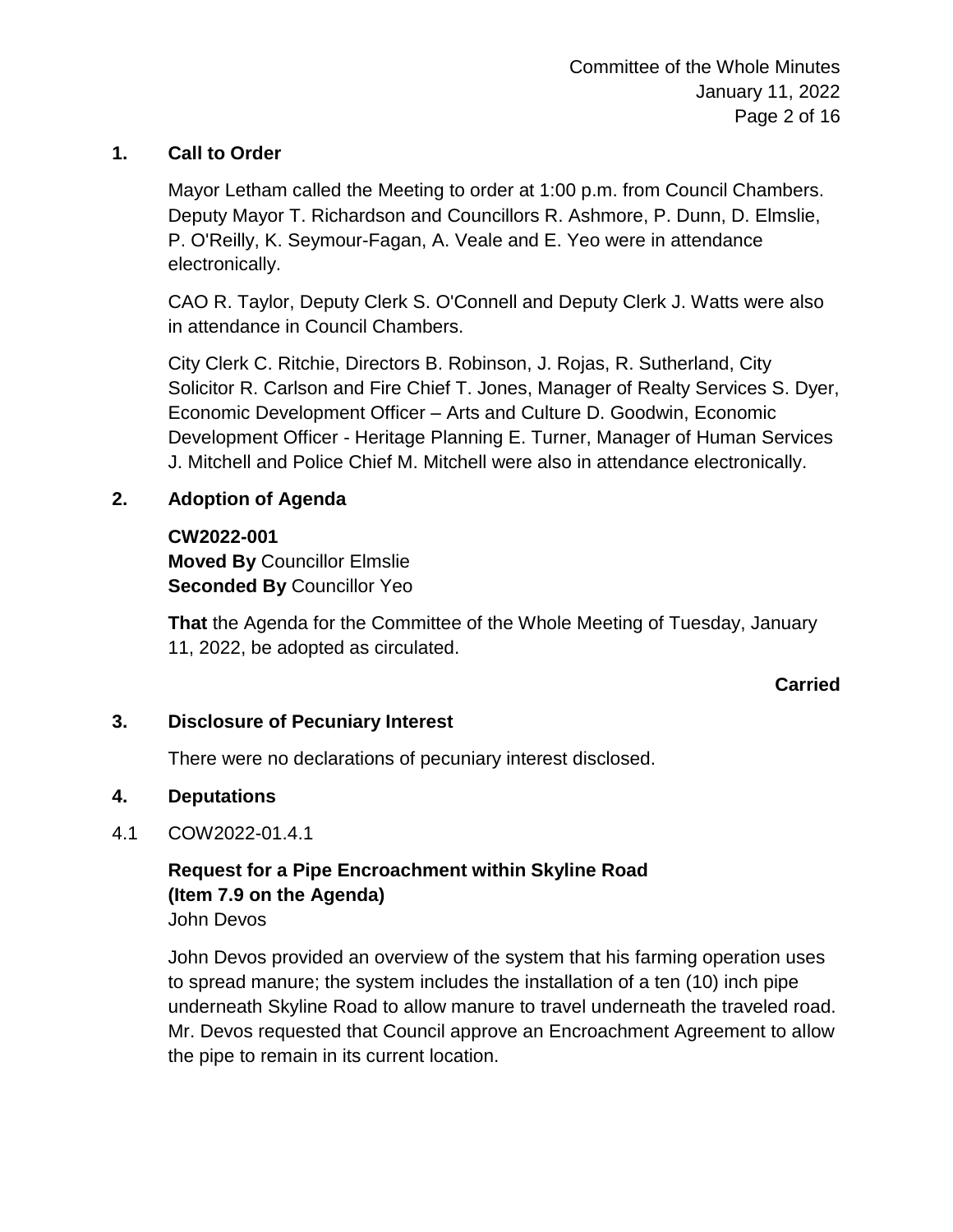## 1. Call to Order

Mayor Letham called the Meeting to order at 1:00 p.m. from Council Chambers. Deputy Mayor T. Richardson and Councillors R. Ashmore, P. Dunn, D. Elmslie, P. O'Reilly, K. Seymour-Fagan, A. Veale and E. Yeo were in attendance electronically.

CAO R. Taylor, Deputy Clerk S. O'Connell and Deputy Clerk J. Watts were also in attendance in Council Chambers.

City Clerk C. Ritchie, Directors B. Robinson, J. Rojas, R. Sutherland, City Solicitor R. Carlson and Fire Chief T. Jones, Manager of Realty Services S. Dyer, Economic Development Officer – Arts and Culture D. Goodwin, Economic Development Officer - Heritage Planning E. Turner, Manager of Human Services J. Mitchell and Police Chief M. Mitchell were also in attendance electronically.

## 2. Adoption of Agenda

**CW2022-001**
**Moved By** Councillor Elmslie
**Seconded By** Councillor Yeo

**That** the Agenda for the Committee of the Whole Meeting of Tuesday, January 11, 2022, be adopted as circulated.

**Carried**

## 3. Disclosure of Pecuniary Interest

There were no declarations of pecuniary interest disclosed.

## 4. Deputations

4.1 COW2022-01.4.1

**Request for a Pipe Encroachment within Skyline Road**
**(Item 7.9 on the Agenda)**
John Devos

John Devos provided an overview of the system that his farming operation uses to spread manure; the system includes the installation of a ten (10) inch pipe underneath Skyline Road to allow manure to travel underneath the traveled road. Mr. Devos requested that Council approve an Encroachment Agreement to allow the pipe to remain in its current location.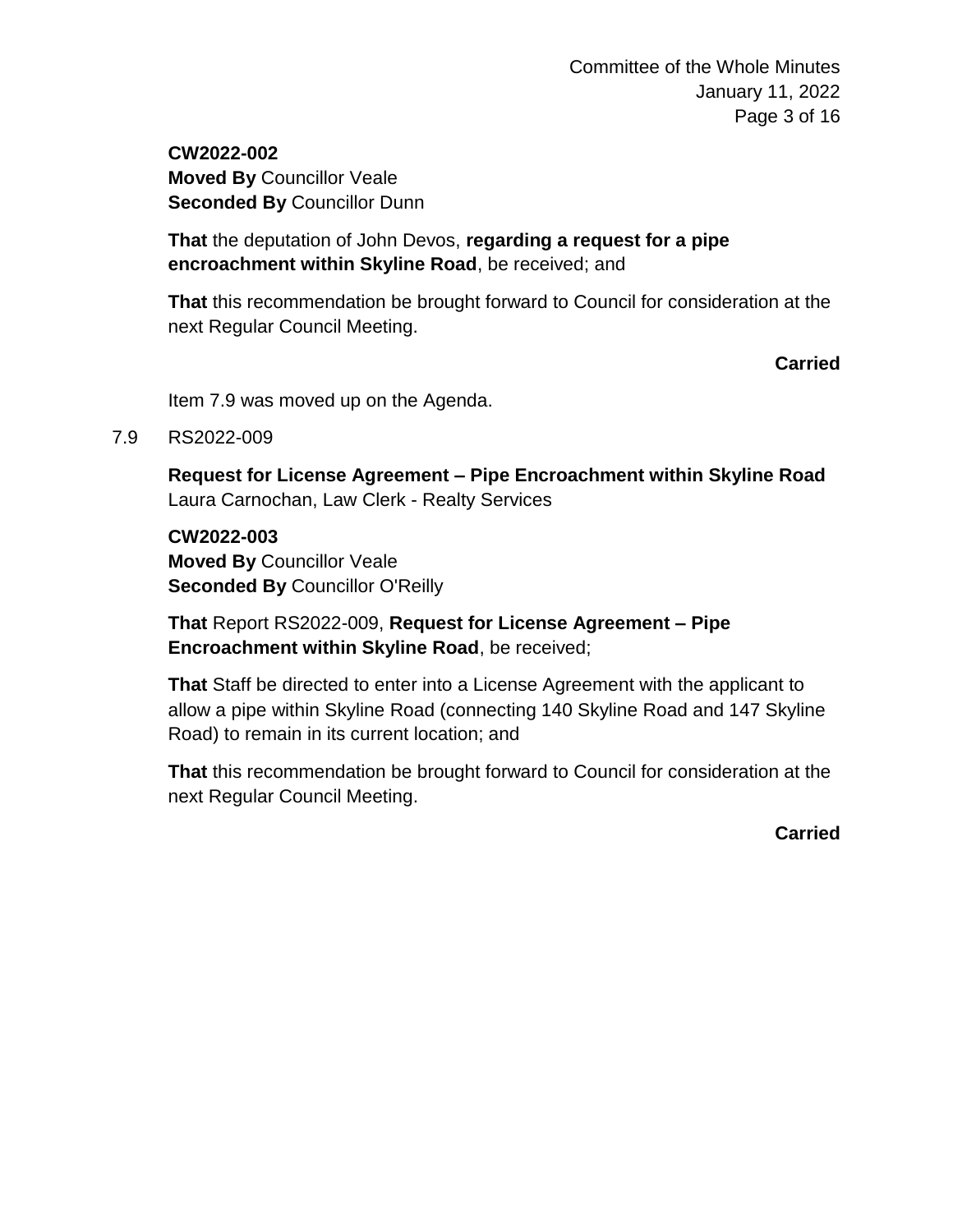**CW2022-002**
**Moved By** Councillor Veale
**Seconded By** Councillor Dunn

**That** the deputation of John Devos, **regarding a request for a pipe encroachment within Skyline Road**, be received; and

**That** this recommendation be brought forward to Council for consideration at the next Regular Council Meeting.

**Carried**

Item 7.9 was moved up on the Agenda.

7.9 RS2022-009

**Request for License Agreement – Pipe Encroachment within Skyline Road**
Laura Carnochan, Law Clerk - Realty Services

**CW2022-003**
**Moved By** Councillor Veale
**Seconded By** Councillor O'Reilly

**That** Report RS2022-009, **Request for License Agreement – Pipe Encroachment within Skyline Road**, be received;

**That** Staff be directed to enter into a License Agreement with the applicant to allow a pipe within Skyline Road (connecting 140 Skyline Road and 147 Skyline Road) to remain in its current location; and

**That** this recommendation be brought forward to Council for consideration at the next Regular Council Meeting.

**Carried**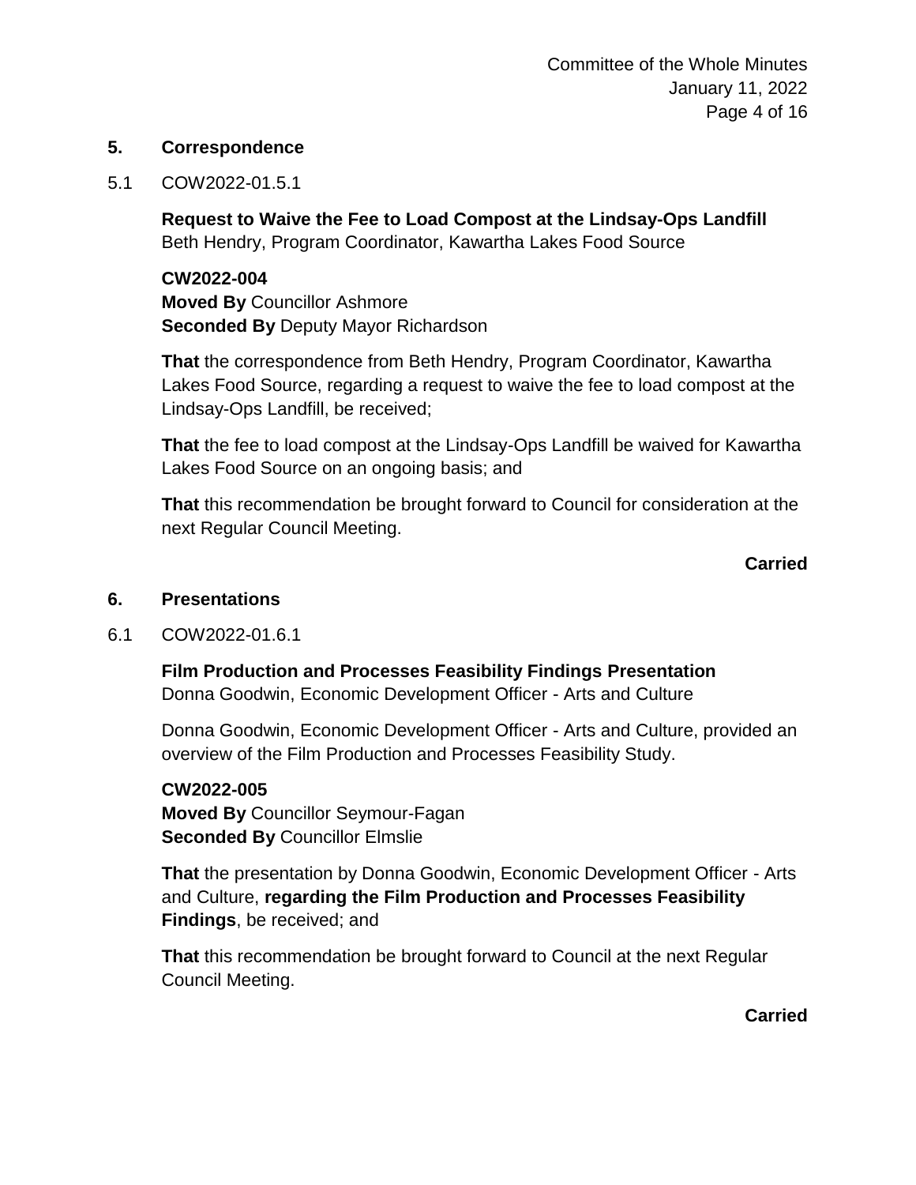## 5. Correspondence

5.1 COW2022-01.5.1

**Request to Waive the Fee to Load Compost at the Lindsay-Ops Landfill**
Beth Hendry, Program Coordinator, Kawartha Lakes Food Source

**CW2022-004**
**Moved By** Councillor Ashmore
**Seconded By** Deputy Mayor Richardson

**That** the correspondence from Beth Hendry, Program Coordinator, Kawartha Lakes Food Source, regarding a request to waive the fee to load compost at the Lindsay-Ops Landfill, be received;

**That** the fee to load compost at the Lindsay-Ops Landfill be waived for Kawartha Lakes Food Source on an ongoing basis; and

**That** this recommendation be brought forward to Council for consideration at the next Regular Council Meeting.

**Carried**

## 6. Presentations

6.1 COW2022-01.6.1

**Film Production and Processes Feasibility Findings Presentation**
Donna Goodwin, Economic Development Officer - Arts and Culture

Donna Goodwin, Economic Development Officer - Arts and Culture, provided an overview of the Film Production and Processes Feasibility Study.

**CW2022-005**
**Moved By** Councillor Seymour-Fagan
**Seconded By** Councillor Elmslie

**That** the presentation by Donna Goodwin, Economic Development Officer - Arts and Culture, **regarding the Film Production and Processes Feasibility Findings**, be received; and

**That** this recommendation be brought forward to Council at the next Regular Council Meeting.

**Carried**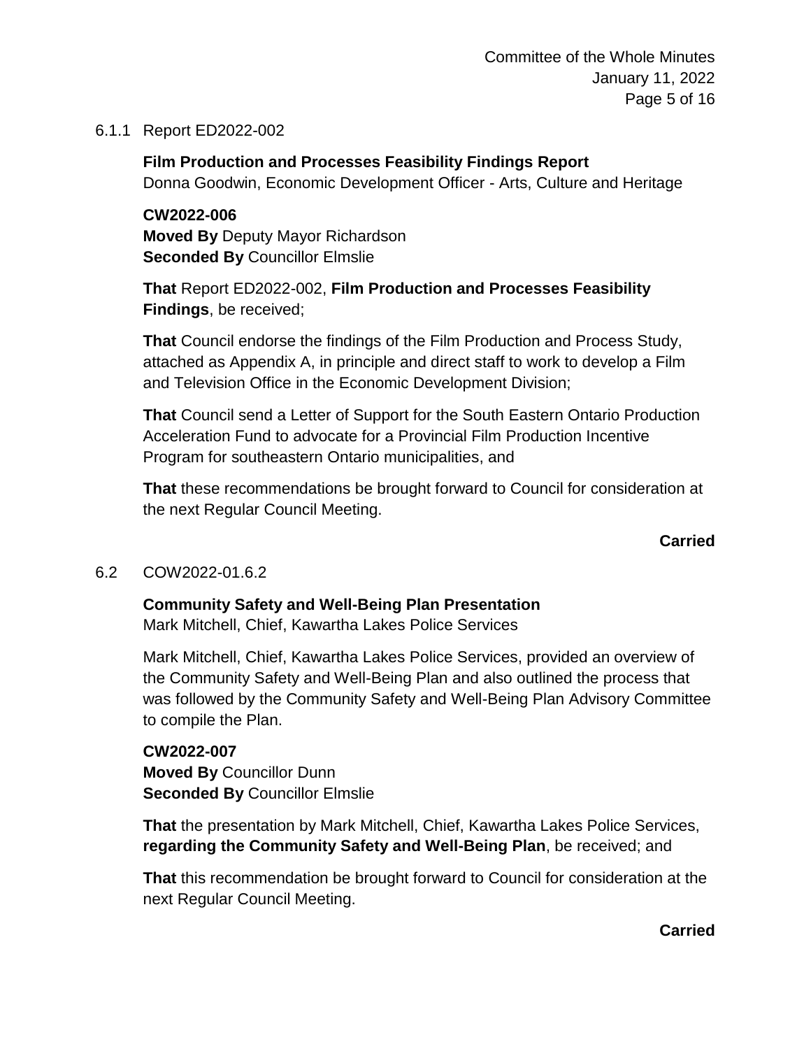6.1.1 Report ED2022-002

**Film Production and Processes Feasibility Findings Report**
Donna Goodwin, Economic Development Officer - Arts, Culture and Heritage

**CW2022-006**
**Moved By** Deputy Mayor Richardson
**Seconded By** Councillor Elmslie

**That** Report ED2022-002, **Film Production and Processes Feasibility Findings**, be received;

**That** Council endorse the findings of the Film Production and Process Study, attached as Appendix A, in principle and direct staff to work to develop a Film and Television Office in the Economic Development Division;

**That** Council send a Letter of Support for the South Eastern Ontario Production Acceleration Fund to advocate for a Provincial Film Production Incentive Program for southeastern Ontario municipalities, and

**That** these recommendations be brought forward to Council for consideration at the next Regular Council Meeting.

**Carried**

6.2 COW2022-01.6.2

**Community Safety and Well-Being Plan Presentation**
Mark Mitchell, Chief, Kawartha Lakes Police Services

Mark Mitchell, Chief, Kawartha Lakes Police Services, provided an overview of the Community Safety and Well-Being Plan and also outlined the process that was followed by the Community Safety and Well-Being Plan Advisory Committee to compile the Plan.

**CW2022-007**
**Moved By** Councillor Dunn
**Seconded By** Councillor Elmslie

**That** the presentation by Mark Mitchell, Chief, Kawartha Lakes Police Services, **regarding the Community Safety and Well-Being Plan**, be received; and

**That** this recommendation be brought forward to Council for consideration at the next Regular Council Meeting.

**Carried**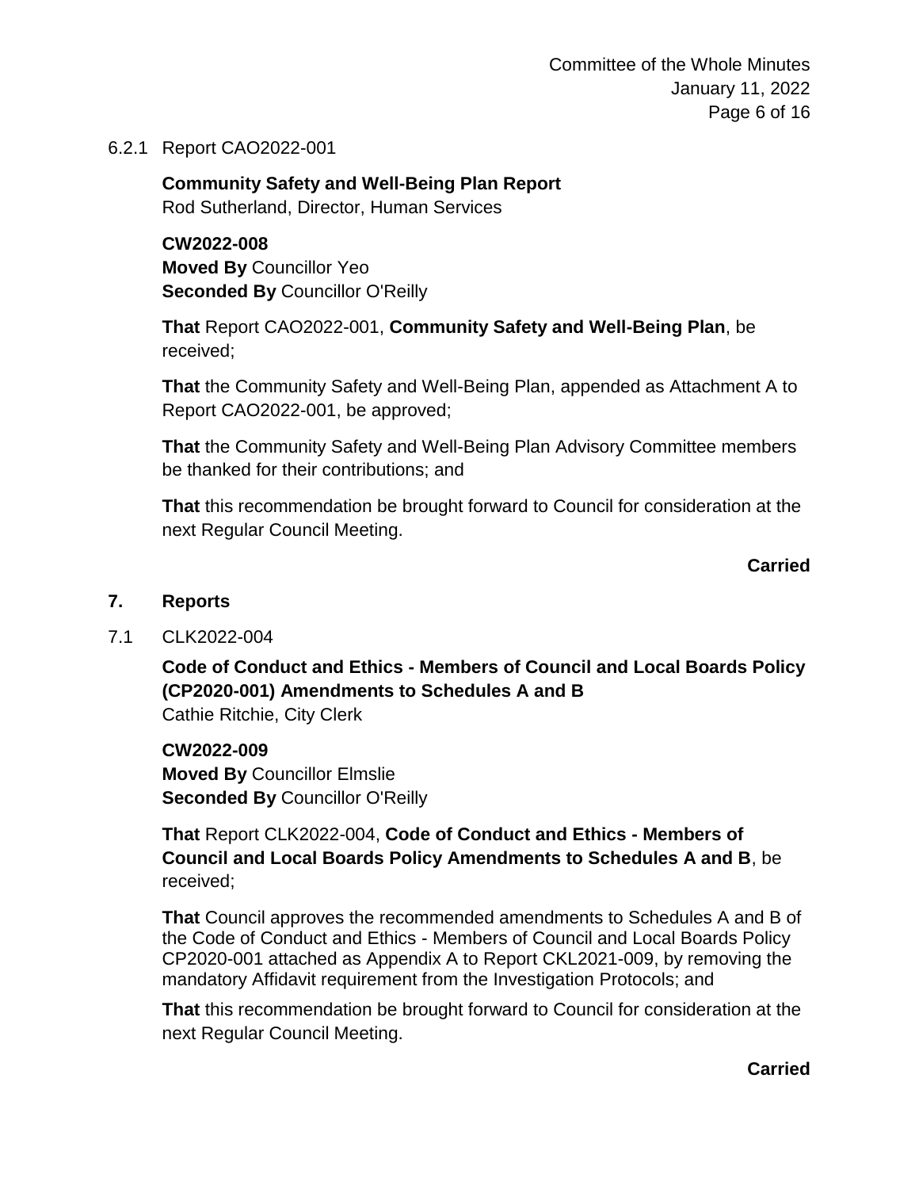6.2.1 Report CAO2022-001

**Community Safety and Well-Being Plan Report**
Rod Sutherland, Director, Human Services

**CW2022-008**
**Moved By** Councillor Yeo
**Seconded By** Councillor O'Reilly

**That** Report CAO2022-001, **Community Safety and Well-Being Plan**, be received;

**That** the Community Safety and Well-Being Plan, appended as Attachment A to Report CAO2022-001, be approved;

**That** the Community Safety and Well-Being Plan Advisory Committee members be thanked for their contributions; and

**That** this recommendation be brought forward to Council for consideration at the next Regular Council Meeting.

**Carried**

## 7. Reports

7.1 CLK2022-004

**Code of Conduct and Ethics - Members of Council and Local Boards Policy (CP2020-001) Amendments to Schedules A and B**
Cathie Ritchie, City Clerk

**CW2022-009**
**Moved By** Councillor Elmslie
**Seconded By** Councillor O'Reilly

**That** Report CLK2022-004, **Code of Conduct and Ethics - Members of Council and Local Boards Policy Amendments to Schedules A and B**, be received;

**That** Council approves the recommended amendments to Schedules A and B of the Code of Conduct and Ethics - Members of Council and Local Boards Policy CP2020-001 attached as Appendix A to Report CKL2021-009, by removing the mandatory Affidavit requirement from the Investigation Protocols; and

**That** this recommendation be brought forward to Council for consideration at the next Regular Council Meeting.

**Carried**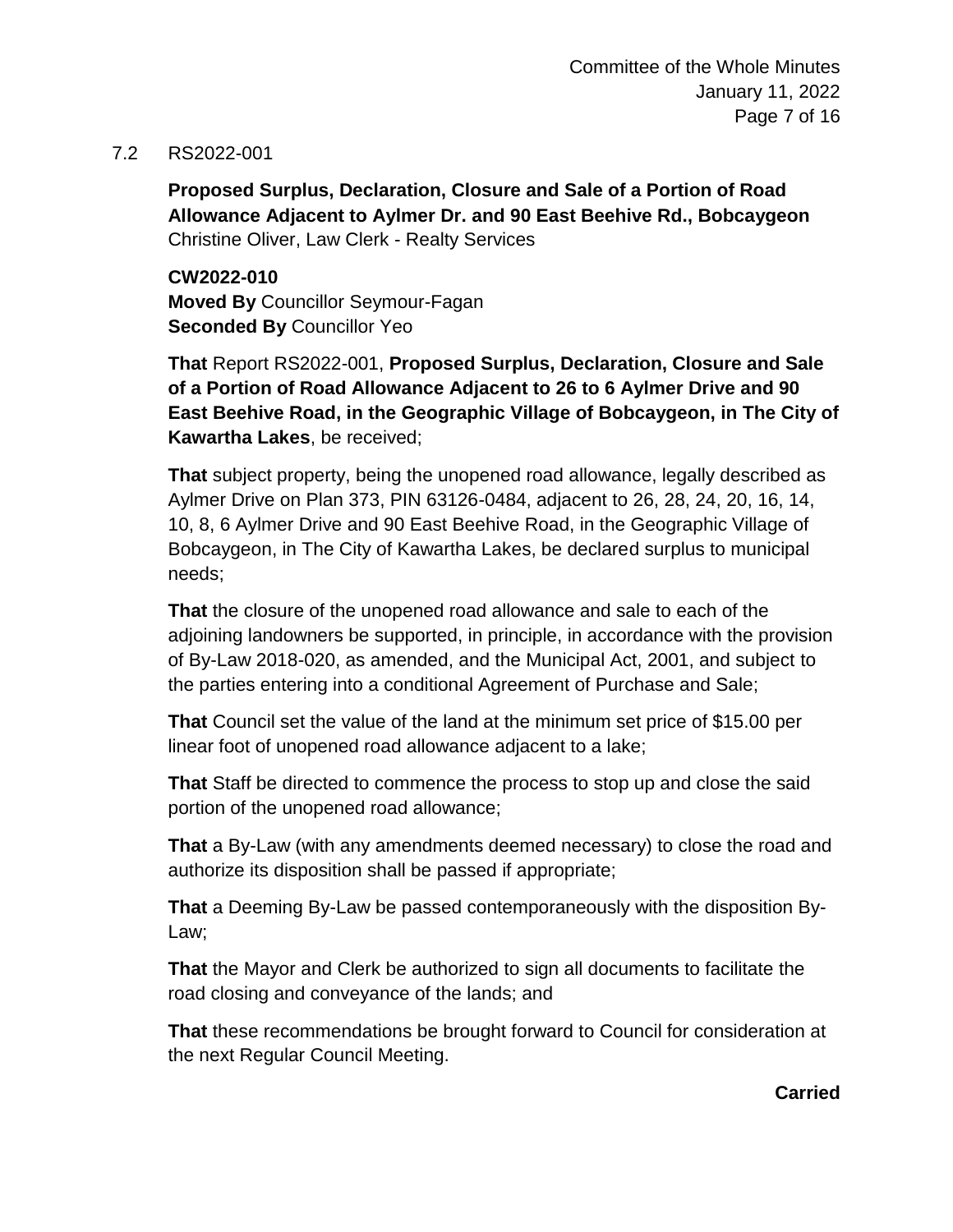7.2 RS2022-001

**Proposed Surplus, Declaration, Closure and Sale of a Portion of Road Allowance Adjacent to Aylmer Dr. and 90 East Beehive Rd., Bobcaygeon**
Christine Oliver, Law Clerk - Realty Services

**CW2022-010**
**Moved By** Councillor Seymour-Fagan
**Seconded By** Councillor Yeo

**That** Report RS2022-001, **Proposed Surplus, Declaration, Closure and Sale of a Portion of Road Allowance Adjacent to 26 to 6 Aylmer Drive and 90 East Beehive Road, in the Geographic Village of Bobcaygeon, in The City of Kawartha Lakes**, be received;

**That** subject property, being the unopened road allowance, legally described as Aylmer Drive on Plan 373, PIN 63126-0484, adjacent to 26, 28, 24, 20, 16, 14, 10, 8, 6 Aylmer Drive and 90 East Beehive Road, in the Geographic Village of Bobcaygeon, in The City of Kawartha Lakes, be declared surplus to municipal needs;

**That** the closure of the unopened road allowance and sale to each of the adjoining landowners be supported, in principle, in accordance with the provision of By-Law 2018-020, as amended, and the Municipal Act, 2001, and subject to the parties entering into a conditional Agreement of Purchase and Sale;

**That** Council set the value of the land at the minimum set price of $15.00 per linear foot of unopened road allowance adjacent to a lake;

**That** Staff be directed to commence the process to stop up and close the said portion of the unopened road allowance;

**That** a By-Law (with any amendments deemed necessary) to close the road and authorize its disposition shall be passed if appropriate;

**That** a Deeming By-Law be passed contemporaneously with the disposition By-Law;

**That** the Mayor and Clerk be authorized to sign all documents to facilitate the road closing and conveyance of the lands; and

**That** these recommendations be brought forward to Council for consideration at the next Regular Council Meeting.

**Carried**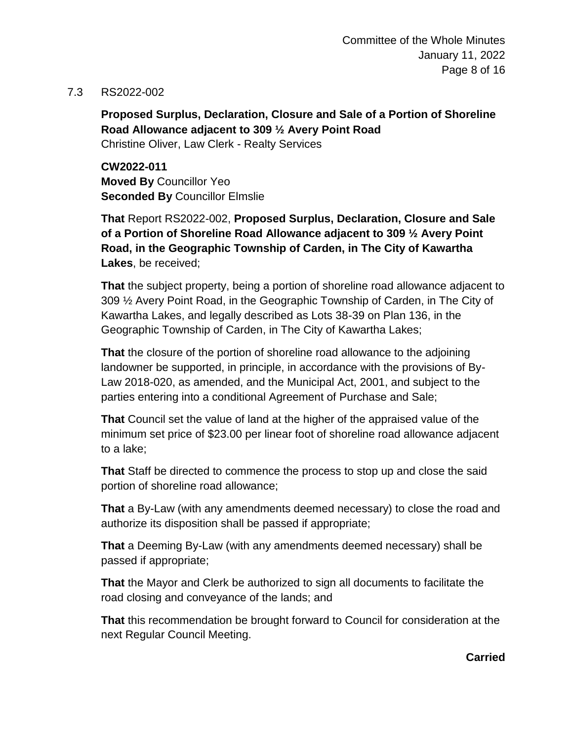7.3 RS2022-002

**Proposed Surplus, Declaration, Closure and Sale of a Portion of Shoreline Road Allowance adjacent to 309 ½ Avery Point Road**
Christine Oliver, Law Clerk - Realty Services

**CW2022-011**
**Moved By** Councillor Yeo
**Seconded By** Councillor Elmslie

**That** Report RS2022-002, **Proposed Surplus, Declaration, Closure and Sale of a Portion of Shoreline Road Allowance adjacent to 309 ½ Avery Point Road, in the Geographic Township of Carden, in The City of Kawartha Lakes**, be received;

**That** the subject property, being a portion of shoreline road allowance adjacent to 309 ½ Avery Point Road, in the Geographic Township of Carden, in The City of Kawartha Lakes, and legally described as Lots 38-39 on Plan 136, in the Geographic Township of Carden, in The City of Kawartha Lakes;

**That** the closure of the portion of shoreline road allowance to the adjoining landowner be supported, in principle, in accordance with the provisions of By-Law 2018-020, as amended, and the Municipal Act, 2001, and subject to the parties entering into a conditional Agreement of Purchase and Sale;

**That** Council set the value of land at the higher of the appraised value of the minimum set price of $23.00 per linear foot of shoreline road allowance adjacent to a lake;

**That** Staff be directed to commence the process to stop up and close the said portion of shoreline road allowance;

**That** a By-Law (with any amendments deemed necessary) to close the road and authorize its disposition shall be passed if appropriate;

**That** a Deeming By-Law (with any amendments deemed necessary) shall be passed if appropriate;

**That** the Mayor and Clerk be authorized to sign all documents to facilitate the road closing and conveyance of the lands; and

**That** this recommendation be brought forward to Council for consideration at the next Regular Council Meeting.

**Carried**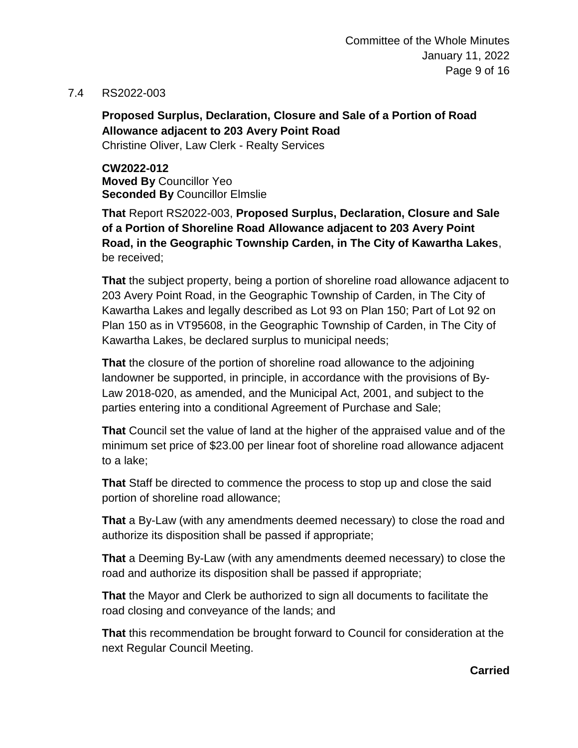7.4 RS2022-003

**Proposed Surplus, Declaration, Closure and Sale of a Portion of Road Allowance adjacent to 203 Avery Point Road**
Christine Oliver, Law Clerk - Realty Services

**CW2022-012**
**Moved By** Councillor Yeo
**Seconded By** Councillor Elmslie

**That** Report RS2022-003, **Proposed Surplus, Declaration, Closure and Sale of a Portion of Shoreline Road Allowance adjacent to 203 Avery Point Road, in the Geographic Township Carden, in The City of Kawartha Lakes**, be received;

**That** the subject property, being a portion of shoreline road allowance adjacent to 203 Avery Point Road, in the Geographic Township of Carden, in The City of Kawartha Lakes and legally described as Lot 93 on Plan 150; Part of Lot 92 on Plan 150 as in VT95608, in the Geographic Township of Carden, in The City of Kawartha Lakes, be declared surplus to municipal needs;

**That** the closure of the portion of shoreline road allowance to the adjoining landowner be supported, in principle, in accordance with the provisions of By-Law 2018-020, as amended, and the Municipal Act, 2001, and subject to the parties entering into a conditional Agreement of Purchase and Sale;

**That** Council set the value of land at the higher of the appraised value and of the minimum set price of $23.00 per linear foot of shoreline road allowance adjacent to a lake;

**That** Staff be directed to commence the process to stop up and close the said portion of shoreline road allowance;

**That** a By-Law (with any amendments deemed necessary) to close the road and authorize its disposition shall be passed if appropriate;

**That** a Deeming By-Law (with any amendments deemed necessary) to close the road and authorize its disposition shall be passed if appropriate;

**That** the Mayor and Clerk be authorized to sign all documents to facilitate the road closing and conveyance of the lands; and

**That** this recommendation be brought forward to Council for consideration at the next Regular Council Meeting.

**Carried**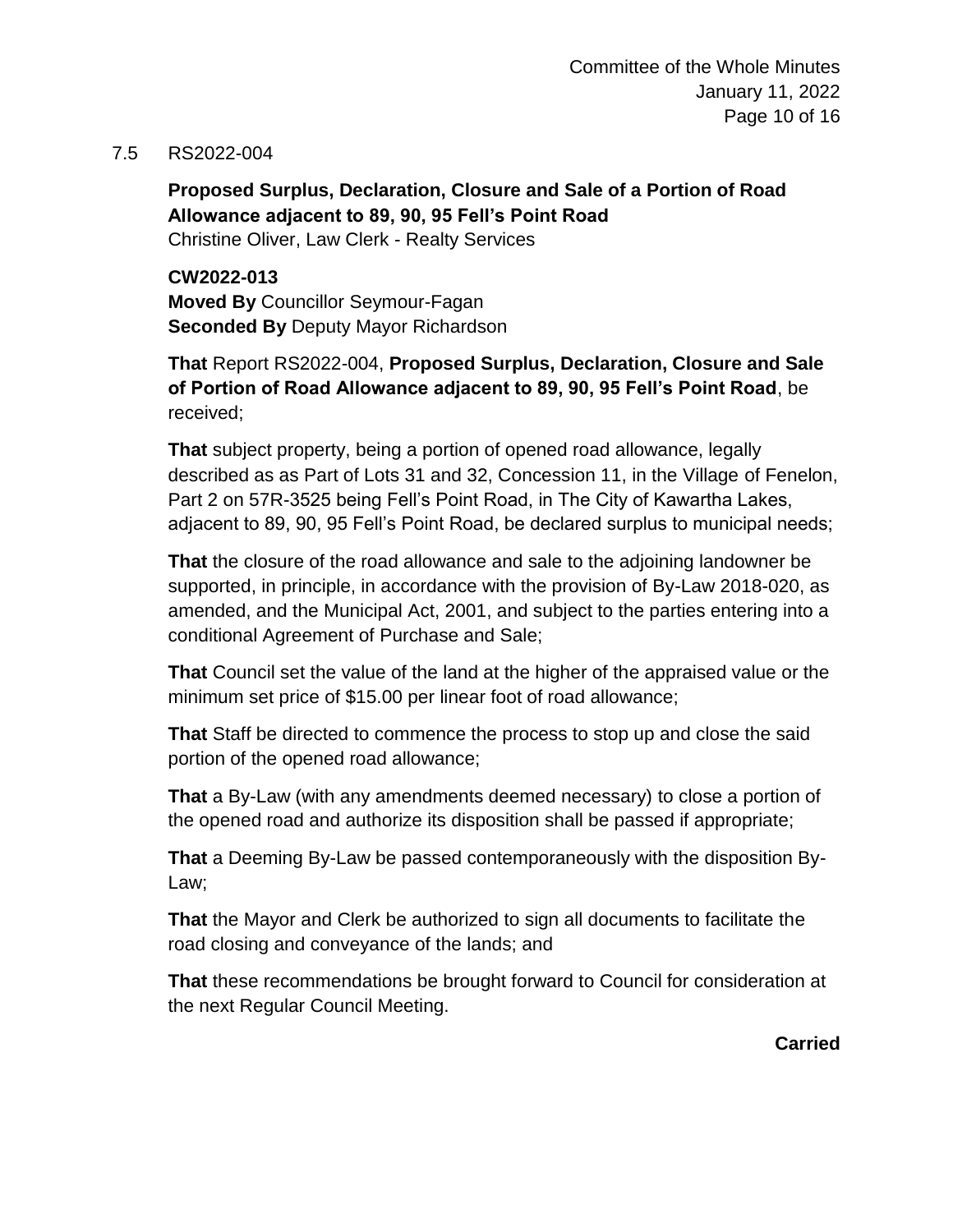7.5 RS2022-004

**Proposed Surplus, Declaration, Closure and Sale of a Portion of Road Allowance adjacent to 89, 90, 95 Fell's Point Road**
Christine Oliver, Law Clerk - Realty Services

**CW2022-013**
**Moved By** Councillor Seymour-Fagan
**Seconded By** Deputy Mayor Richardson

**That** Report RS2022-004, **Proposed Surplus, Declaration, Closure and Sale of Portion of Road Allowance adjacent to 89, 90, 95 Fell's Point Road**, be received;

**That** subject property, being a portion of opened road allowance, legally described as as Part of Lots 31 and 32, Concession 11, in the Village of Fenelon, Part 2 on 57R-3525 being Fell's Point Road, in The City of Kawartha Lakes, adjacent to 89, 90, 95 Fell's Point Road, be declared surplus to municipal needs;

**That** the closure of the road allowance and sale to the adjoining landowner be supported, in principle, in accordance with the provision of By-Law 2018-020, as amended, and the Municipal Act, 2001, and subject to the parties entering into a conditional Agreement of Purchase and Sale;

**That** Council set the value of the land at the higher of the appraised value or the minimum set price of $15.00 per linear foot of road allowance;

**That** Staff be directed to commence the process to stop up and close the said portion of the opened road allowance;

**That** a By-Law (with any amendments deemed necessary) to close a portion of the opened road and authorize its disposition shall be passed if appropriate;

**That** a Deeming By-Law be passed contemporaneously with the disposition By-Law;

**That** the Mayor and Clerk be authorized to sign all documents to facilitate the road closing and conveyance of the lands; and

**That** these recommendations be brought forward to Council for consideration at the next Regular Council Meeting.

**Carried**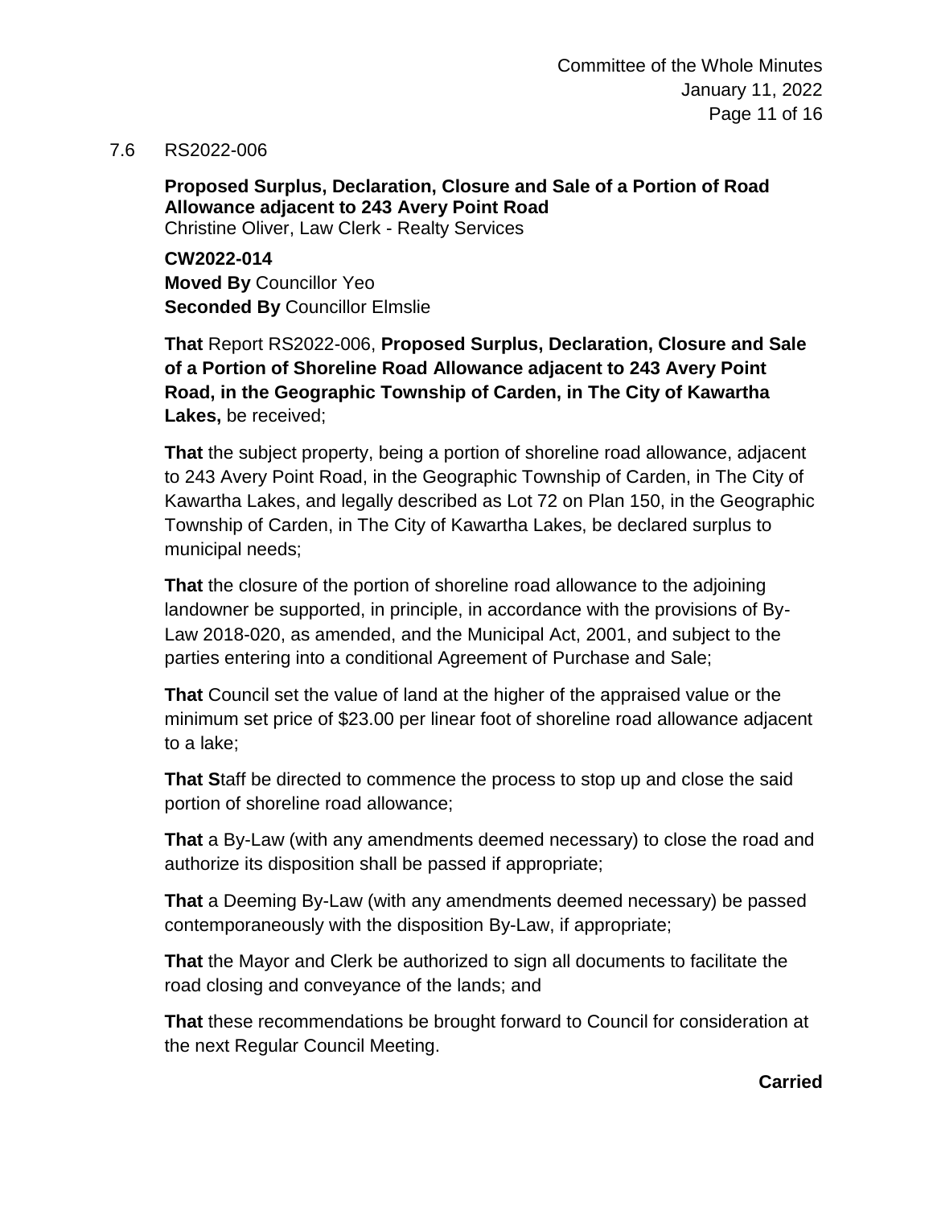7.6 RS2022-006

**Proposed Surplus, Declaration, Closure and Sale of a Portion of Road Allowance adjacent to 243 Avery Point Road**
Christine Oliver, Law Clerk - Realty Services

**CW2022-014**
**Moved By** Councillor Yeo
**Seconded By** Councillor Elmslie

**That** Report RS2022-006, **Proposed Surplus, Declaration, Closure and Sale of a Portion of Shoreline Road Allowance adjacent to 243 Avery Point Road, in the Geographic Township of Carden, in The City of Kawartha Lakes,** be received;

**That** the subject property, being a portion of shoreline road allowance, adjacent to 243 Avery Point Road, in the Geographic Township of Carden, in The City of Kawartha Lakes, and legally described as Lot 72 on Plan 150, in the Geographic Township of Carden, in The City of Kawartha Lakes, be declared surplus to municipal needs;

**That** the closure of the portion of shoreline road allowance to the adjoining landowner be supported, in principle, in accordance with the provisions of By-Law 2018-020, as amended, and the Municipal Act, 2001, and subject to the parties entering into a conditional Agreement of Purchase and Sale;

**That** Council set the value of land at the higher of the appraised value or the minimum set price of $23.00 per linear foot of shoreline road allowance adjacent to a lake;

**That S**taff be directed to commence the process to stop up and close the said portion of shoreline road allowance;

**That** a By-Law (with any amendments deemed necessary) to close the road and authorize its disposition shall be passed if appropriate;

**That** a Deeming By-Law (with any amendments deemed necessary) be passed contemporaneously with the disposition By-Law, if appropriate;

**That** the Mayor and Clerk be authorized to sign all documents to facilitate the road closing and conveyance of the lands; and

**That** these recommendations be brought forward to Council for consideration at the next Regular Council Meeting.

**Carried**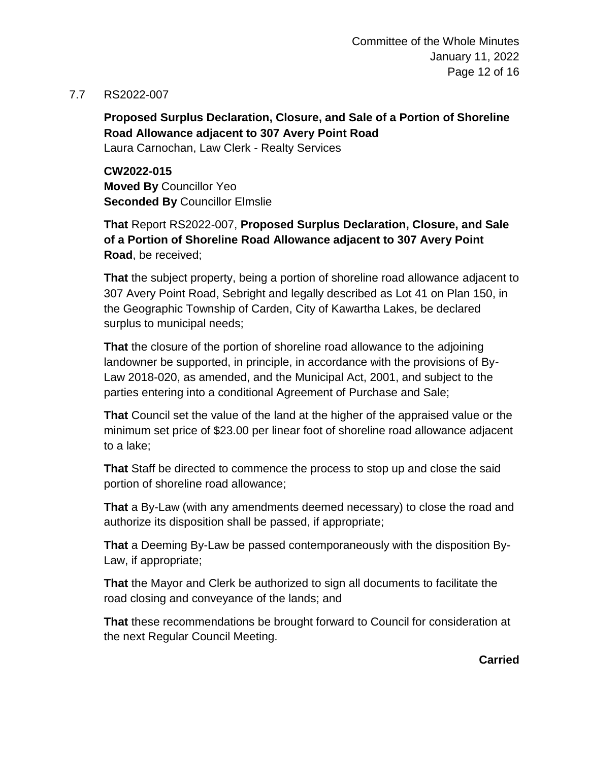7.7 RS2022-007

**Proposed Surplus Declaration, Closure, and Sale of a Portion of Shoreline Road Allowance adjacent to 307 Avery Point Road**
Laura Carnochan, Law Clerk - Realty Services

**CW2022-015**
**Moved By** Councillor Yeo
**Seconded By** Councillor Elmslie

**That** Report RS2022-007, **Proposed Surplus Declaration, Closure, and Sale of a Portion of Shoreline Road Allowance adjacent to 307 Avery Point Road**, be received;

**That** the subject property, being a portion of shoreline road allowance adjacent to 307 Avery Point Road, Sebright and legally described as Lot 41 on Plan 150, in the Geographic Township of Carden, City of Kawartha Lakes, be declared surplus to municipal needs;

**That** the closure of the portion of shoreline road allowance to the adjoining landowner be supported, in principle, in accordance with the provisions of By-Law 2018-020, as amended, and the Municipal Act, 2001, and subject to the parties entering into a conditional Agreement of Purchase and Sale;

**That** Council set the value of the land at the higher of the appraised value or the minimum set price of $23.00 per linear foot of shoreline road allowance adjacent to a lake;

**That** Staff be directed to commence the process to stop up and close the said portion of shoreline road allowance;

**That** a By-Law (with any amendments deemed necessary) to close the road and authorize its disposition shall be passed, if appropriate;

**That** a Deeming By-Law be passed contemporaneously with the disposition By-Law, if appropriate;

**That** the Mayor and Clerk be authorized to sign all documents to facilitate the road closing and conveyance of the lands; and

**That** these recommendations be brought forward to Council for consideration at the next Regular Council Meeting.

**Carried**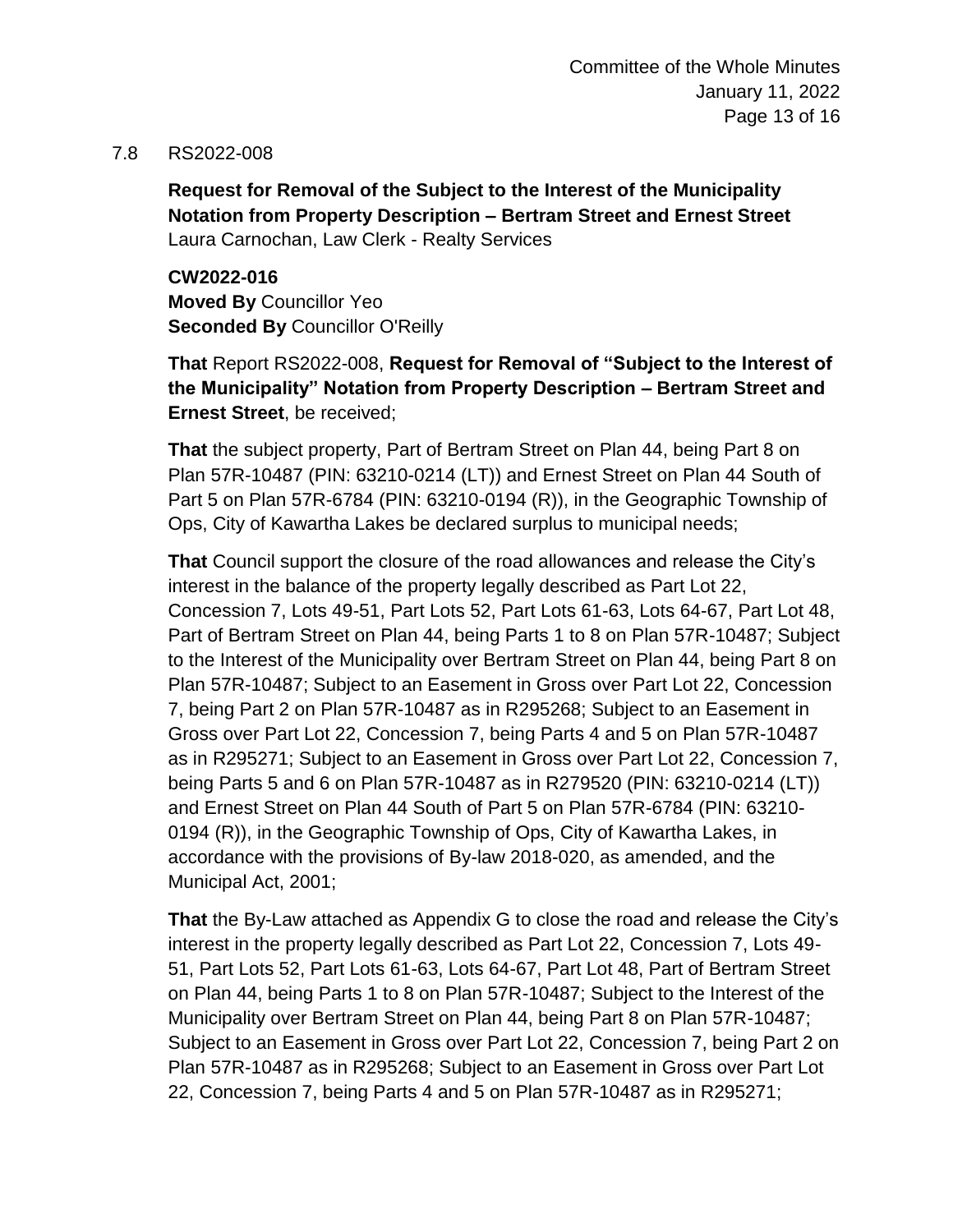7.8 RS2022-008

**Request for Removal of the Subject to the Interest of the Municipality Notation from Property Description – Bertram Street and Ernest Street**
Laura Carnochan, Law Clerk - Realty Services

**CW2022-016**
**Moved By** Councillor Yeo
**Seconded By** Councillor O'Reilly

**That** Report RS2022-008, **Request for Removal of "Subject to the Interest of the Municipality" Notation from Property Description – Bertram Street and Ernest Street**, be received;

**That** the subject property, Part of Bertram Street on Plan 44, being Part 8 on Plan 57R-10487 (PIN: 63210-0214 (LT)) and Ernest Street on Plan 44 South of Part 5 on Plan 57R-6784 (PIN: 63210-0194 (R)), in the Geographic Township of Ops, City of Kawartha Lakes be declared surplus to municipal needs;

**That** Council support the closure of the road allowances and release the City's interest in the balance of the property legally described as Part Lot 22, Concession 7, Lots 49-51, Part Lots 52, Part Lots 61-63, Lots 64-67, Part Lot 48, Part of Bertram Street on Plan 44, being Parts 1 to 8 on Plan 57R-10487; Subject to the Interest of the Municipality over Bertram Street on Plan 44, being Part 8 on Plan 57R-10487; Subject to an Easement in Gross over Part Lot 22, Concession 7, being Part 2 on Plan 57R-10487 as in R295268; Subject to an Easement in Gross over Part Lot 22, Concession 7, being Parts 4 and 5 on Plan 57R-10487 as in R295271; Subject to an Easement in Gross over Part Lot 22, Concession 7, being Parts 5 and 6 on Plan 57R-10487 as in R279520 (PIN: 63210-0214 (LT)) and Ernest Street on Plan 44 South of Part 5 on Plan 57R-6784 (PIN: 63210-0194 (R)), in the Geographic Township of Ops, City of Kawartha Lakes, in accordance with the provisions of By-law 2018-020, as amended, and the Municipal Act, 2001;

**That** the By-Law attached as Appendix G to close the road and release the City's interest in the property legally described as Part Lot 22, Concession 7, Lots 49-51, Part Lots 52, Part Lots 61-63, Lots 64-67, Part Lot 48, Part of Bertram Street on Plan 44, being Parts 1 to 8 on Plan 57R-10487; Subject to the Interest of the Municipality over Bertram Street on Plan 44, being Part 8 on Plan 57R-10487; Subject to an Easement in Gross over Part Lot 22, Concession 7, being Part 2 on Plan 57R-10487 as in R295268; Subject to an Easement in Gross over Part Lot 22, Concession 7, being Parts 4 and 5 on Plan 57R-10487 as in R295271;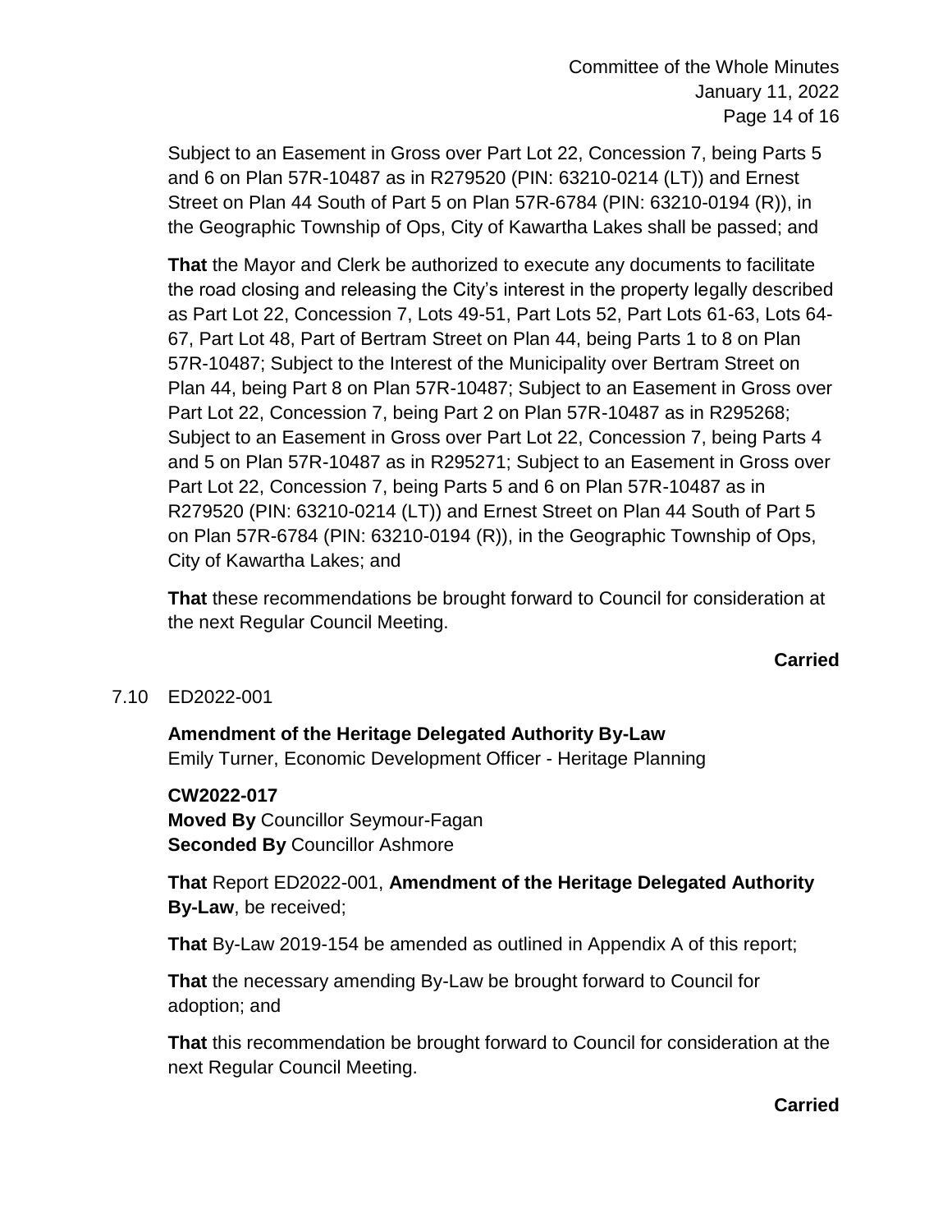Subject to an Easement in Gross over Part Lot 22, Concession 7, being Parts 5 and 6 on Plan 57R-10487 as in R279520 (PIN: 63210-0214 (LT)) and Ernest Street on Plan 44 South of Part 5 on Plan 57R-6784 (PIN: 63210-0194 (R)), in the Geographic Township of Ops, City of Kawartha Lakes shall be passed; and

**That** the Mayor and Clerk be authorized to execute any documents to facilitate the road closing and releasing the City's interest in the property legally described as Part Lot 22, Concession 7, Lots 49-51, Part Lots 52, Part Lots 61-63, Lots 64-67, Part Lot 48, Part of Bertram Street on Plan 44, being Parts 1 to 8 on Plan 57R-10487; Subject to the Interest of the Municipality over Bertram Street on Plan 44, being Part 8 on Plan 57R-10487; Subject to an Easement in Gross over Part Lot 22, Concession 7, being Part 2 on Plan 57R-10487 as in R295268; Subject to an Easement in Gross over Part Lot 22, Concession 7, being Parts 4 and 5 on Plan 57R-10487 as in R295271; Subject to an Easement in Gross over Part Lot 22, Concession 7, being Parts 5 and 6 on Plan 57R-10487 as in R279520 (PIN: 63210-0214 (LT)) and Ernest Street on Plan 44 South of Part 5 on Plan 57R-6784 (PIN: 63210-0194 (R)), in the Geographic Township of Ops, City of Kawartha Lakes; and

**That** these recommendations be brought forward to Council for consideration at the next Regular Council Meeting.

**Carried**

7.10 ED2022-001

**Amendment of the Heritage Delegated Authority By-Law**
Emily Turner, Economic Development Officer - Heritage Planning

**CW2022-017**
**Moved By** Councillor Seymour-Fagan
**Seconded By** Councillor Ashmore

**That** Report ED2022-001, **Amendment of the Heritage Delegated Authority By-Law**, be received;

**That** By-Law 2019-154 be amended as outlined in Appendix A of this report;

**That** the necessary amending By-Law be brought forward to Council for adoption; and

**That** this recommendation be brought forward to Council for consideration at the next Regular Council Meeting.

**Carried**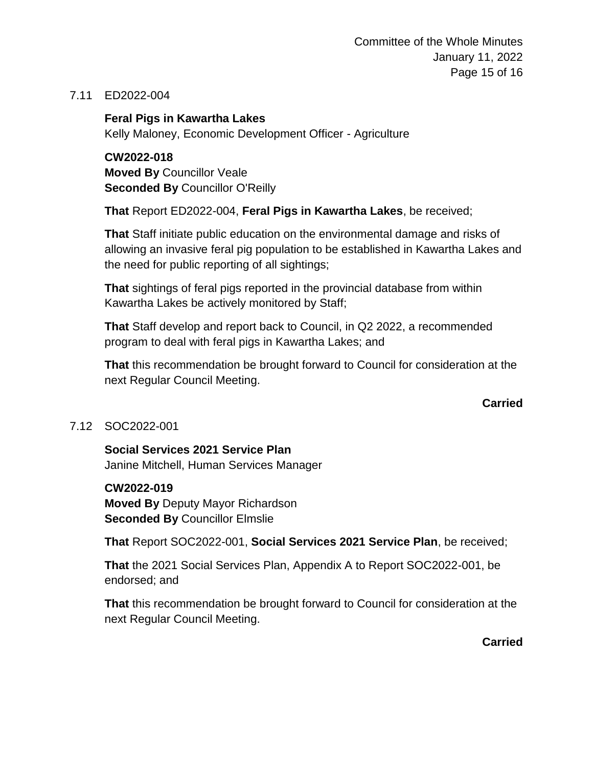7.11 ED2022-004

**Feral Pigs in Kawartha Lakes**
Kelly Maloney, Economic Development Officer - Agriculture

**CW2022-018**
**Moved By** Councillor Veale
**Seconded By** Councillor O'Reilly

**That** Report ED2022-004, **Feral Pigs in Kawartha Lakes**, be received;

**That** Staff initiate public education on the environmental damage and risks of allowing an invasive feral pig population to be established in Kawartha Lakes and the need for public reporting of all sightings;

**That** sightings of feral pigs reported in the provincial database from within Kawartha Lakes be actively monitored by Staff;

**That** Staff develop and report back to Council, in Q2 2022, a recommended program to deal with feral pigs in Kawartha Lakes; and

**That** this recommendation be brought forward to Council for consideration at the next Regular Council Meeting.

**Carried**

7.12 SOC2022-001

**Social Services 2021 Service Plan**
Janine Mitchell, Human Services Manager

**CW2022-019**
**Moved By** Deputy Mayor Richardson
**Seconded By** Councillor Elmslie

**That** Report SOC2022-001, **Social Services 2021 Service Plan**, be received;

**That** the 2021 Social Services Plan, Appendix A to Report SOC2022-001, be endorsed; and

**That** this recommendation be brought forward to Council for consideration at the next Regular Council Meeting.

**Carried**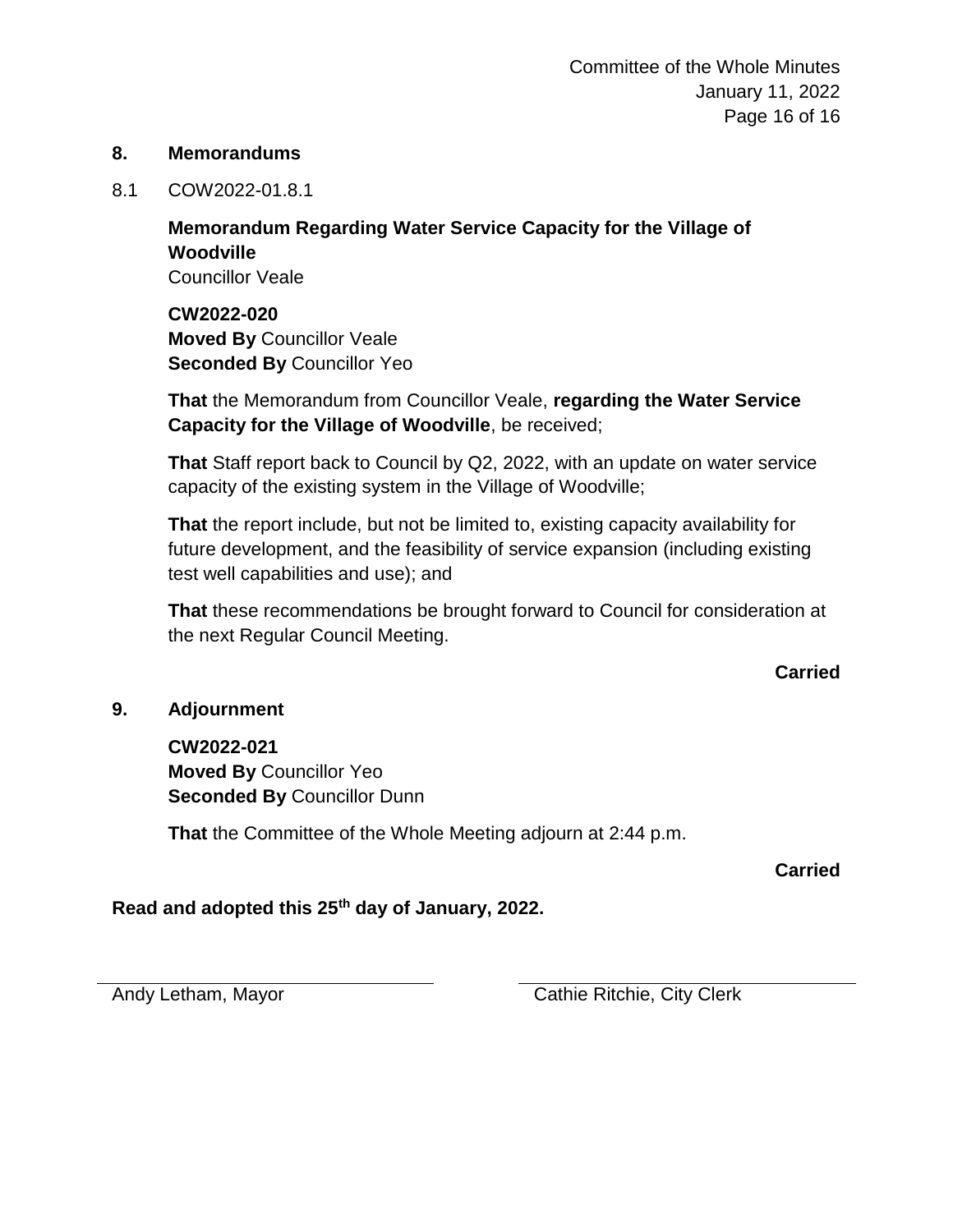## 8. Memorandums

8.1 COW2022-01.8.1

**Memorandum Regarding Water Service Capacity for the Village of Woodville**
Councillor Veale

**CW2022-020**
**Moved By** Councillor Veale
**Seconded By** Councillor Yeo

**That** the Memorandum from Councillor Veale, **regarding the Water Service Capacity for the Village of Woodville**, be received;

**That** Staff report back to Council by Q2, 2022, with an update on water service capacity of the existing system in the Village of Woodville;

**That** the report include, but not be limited to, existing capacity availability for future development, and the feasibility of service expansion (including existing test well capabilities and use); and

**That** these recommendations be brought forward to Council for consideration at the next Regular Council Meeting.

**Carried**

## 9. Adjournment

**CW2022-021**
**Moved By** Councillor Yeo
**Seconded By** Councillor Dunn

**That** the Committee of the Whole Meeting adjourn at 2:44 p.m.

**Carried**

**Read and adopted this 25th day of January, 2022.**

Andy Letham, Mayor

Cathie Ritchie, City Clerk